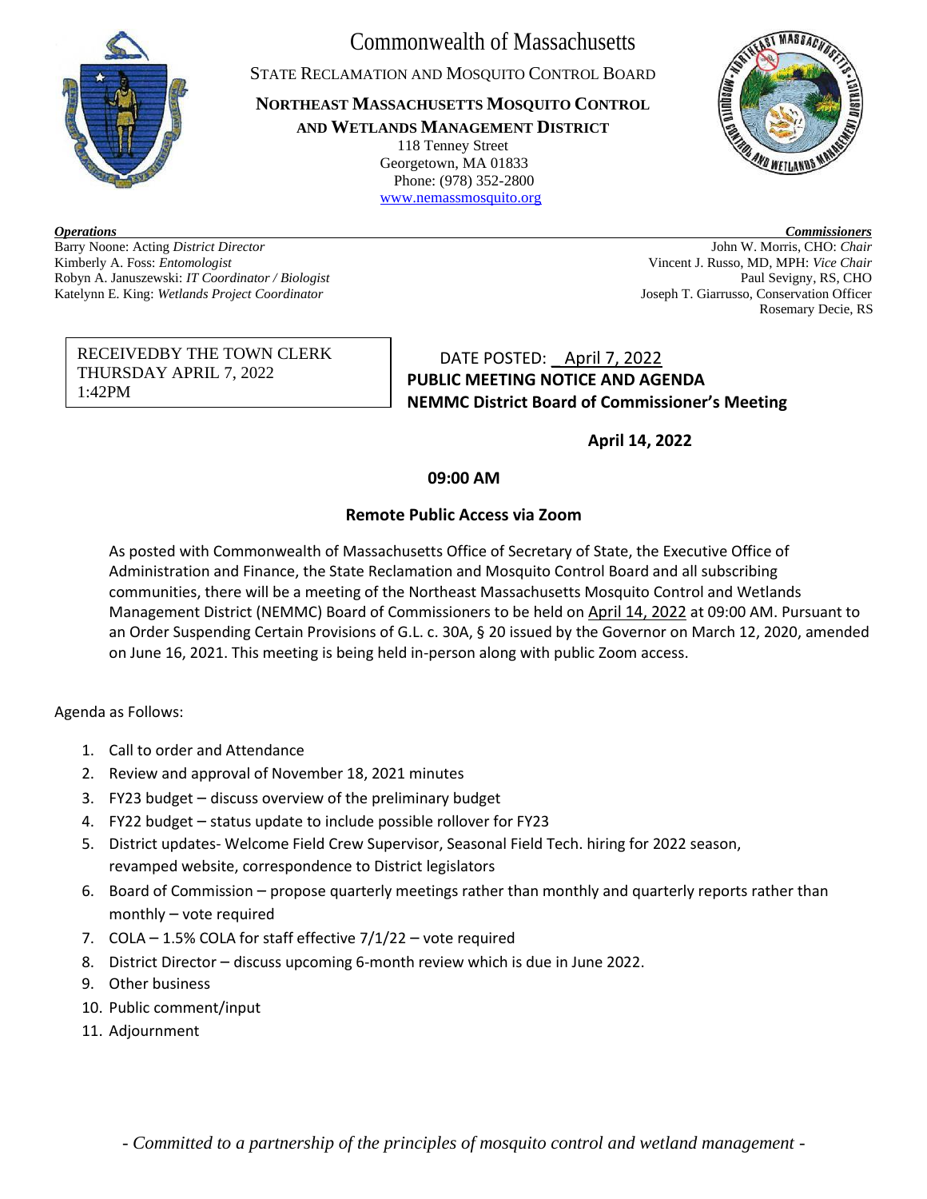# Commonwealth of Massachusetts

STATE RECLAMATION AND MOSQUITO CONTROL BOARD

**NORTHEAST MASSACHUSETTS MOSQUITO CONTROL AND WETLANDS MANAGEMENT DISTRICT**

118 Tenney Street
Georgetown, MA 01833
Phone: (978) 352-2800
www.nemassmosquito.org

***Operations***

Barry Noone: Acting *District Director*
Kimberly A. Foss: *Entomologist*
Robyn A. Januszewski: *IT Coordinator / Biologist*
Katelynn E. King: *Wetlands Project Coordinator*

***Commissioners***

John W. Morris, CHO: *Chair*
Vincent J. Russo, MD, MPH: *Vice Chair*
Paul Sevigny, RS, CHO
Joseph T. Giarrusso, Conservation Officer
Rosemary Decie, RS

RECEIVEDBY THE TOWN CLERK
THURSDAY APRIL 7, 2022
1:42PM

DATE POSTED: April 7, 2022

**PUBLIC MEETING NOTICE AND AGENDA**
**NEMMC District Board of Commissioner's Meeting**

**April 14, 2022**

**09:00 AM**

**Remote Public Access via Zoom**

As posted with Commonwealth of Massachusetts Office of Secretary of State, the Executive Office of Administration and Finance, the State Reclamation and Mosquito Control Board and all subscribing communities, there will be a meeting of the Northeast Massachusetts Mosquito Control and Wetlands Management District (NEMMC) Board of Commissioners to be held on April 14, 2022 at 09:00 AM. Pursuant to an Order Suspending Certain Provisions of G.L. c. 30A, § 20 issued by the Governor on March 12, 2020, amended on June 16, 2021. This meeting is being held in-person along with public Zoom access.

Agenda as Follows:

1. Call to order and Attendance
2. Review and approval of November 18, 2021 minutes
3. FY23 budget – discuss overview of the preliminary budget
4. FY22 budget – status update to include possible rollover for FY23
5. District updates- Welcome Field Crew Supervisor, Seasonal Field Tech. hiring for 2022 season, revamped website, correspondence to District legislators
6. Board of Commission – propose quarterly meetings rather than monthly and quarterly reports rather than monthly – vote required
7. COLA – 1.5% COLA for staff effective 7/1/22 – vote required
8. District Director – discuss upcoming 6-month review which is due in June 2022.
9. Other business
10. Public comment/input
11. Adjournment

*- Committed to a partnership of the principles of mosquito control and wetland management -*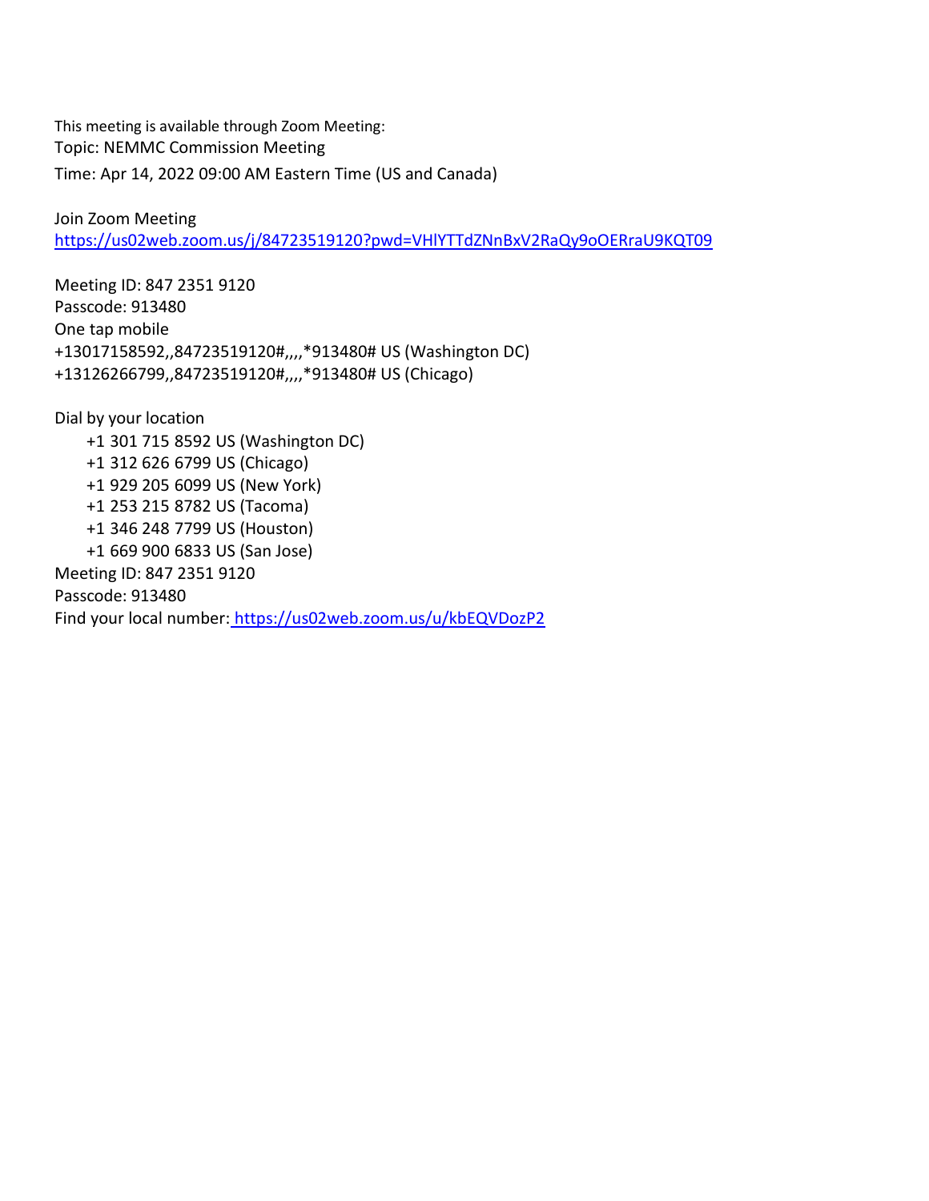This meeting is available through Zoom Meeting:
Topic: NEMMC Commission Meeting
Time: Apr 14, 2022 09:00 AM Eastern Time (US and Canada)

Join Zoom Meeting
https://us02web.zoom.us/j/84723519120?pwd=VHlYTTdZNnBxV2RaQy9oOERraU9KQT09

Meeting ID: 847 2351 9120
Passcode: 913480
One tap mobile
+13017158592,,84723519120#,,,,*913480# US (Washington DC)
+13126266799,,84723519120#,,,,*913480# US (Chicago)

Dial by your location
- +1 301 715 8592 US (Washington DC)
- +1 312 626 6799 US (Chicago)
- +1 929 205 6099 US (New York)
- +1 253 215 8782 US (Tacoma)
- +1 346 248 7799 US (Houston)
- +1 669 900 6833 US (San Jose)

Meeting ID: 847 2351 9120
Passcode: 913480
Find your local number: https://us02web.zoom.us/u/kbEQVDozP2